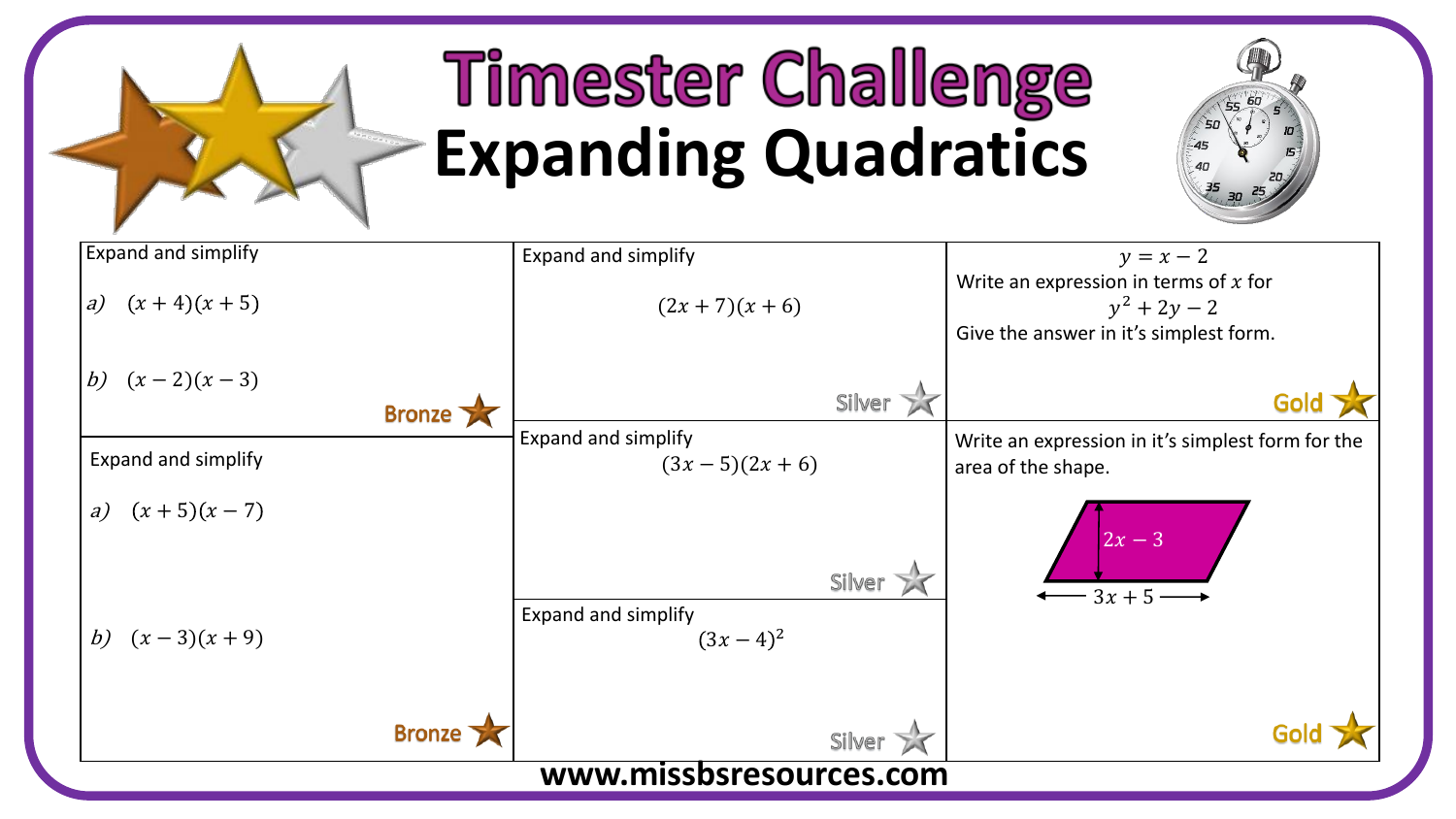# Timester Challenge

## Expanding Quadratics

Expand and simplify

*a)* $(x+4)(x+5)$

*b)* $(x-2)(x-3)$

Bronze

Expand and simplify

*a)* $(x+5)(x-7)$

*b)* $(x-3)(x+9)$

Bronze

Expand and simplify

$$(2x+7)(x+6)$$

Silver

Expand and simplify

$$(3x-5)(2x+6)$$

Silver

Expand and simplify

$$(3x-4)^2$$

Silver

$$y = x - 2$$

Write an expression in terms of $x$ for

$$y^2 + 2y - 2$$

Give the answer in it's simplest form.

Gold

Write an expression in it's simplest form for the area of the shape.

Parallelogram: height $2x-3$, base $3x+5$

Gold

www.missbsresources.com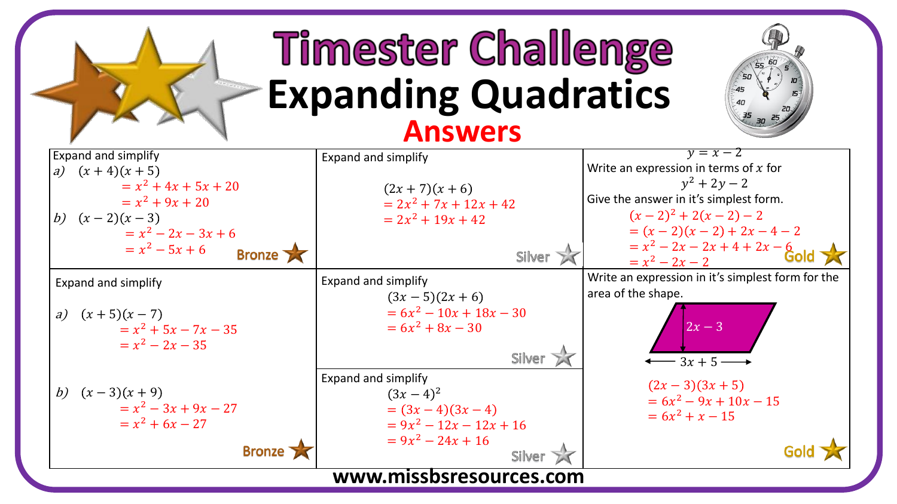# Timester Challenge

## Expanding Quadratics

### Answers

Expand and simplify

*a)* $(x+4)(x+5)$

$= x^2 + 4x + 5x + 20$

$= x^2 + 9x + 20$

*b)* $(x-2)(x-3)$

$= x^2 - 2x - 3x + 6$

$= x^2 - 5x + 6$

Bronze

---

Expand and simplify

$(2x+7)(x+6)$

$= 2x^2 + 7x + 12x + 42$

$= 2x^2 + 19x + 42$

Silver

---

$y = x - 2$

Write an expression in terms of $x$ for

$y^2 + 2y - 2$

Give the answer in it's simplest form.

$(x-2)^2 + 2(x-2) - 2$

$= (x-2)(x-2) + 2x - 4 - 2$

$= x^2 - 2x - 2x + 4 + 2x - 6$

$= x^2 - 2x - 2$

Gold

---

Expand and simplify

*a)* $(x+5)(x-7)$

$= x^2 + 5x - 7x - 35$

$= x^2 - 2x - 35$

*b)* $(x-3)(x+9)$

$= x^2 - 3x + 9x - 27$

$= x^2 + 6x - 27$

Bronze

---

Expand and simplify

$(3x-5)(2x+6)$

$= 6x^2 - 10x + 18x - 30$

$= 6x^2 + 8x - 30$

Silver

---

Expand and simplify

$(3x-4)^2$

$= (3x-4)(3x-4)$

$= 9x^2 - 12x - 12x + 16$

$= 9x^2 - 24x + 16$

Silver

---

Write an expression in it's simplest form for the area of the shape.

$2x - 3$

$3x + 5$

$(2x-3)(3x+5)$

$= 6x^2 - 9x + 10x - 15$

$= 6x^2 + x - 15$

Gold

www.missbsresources.com